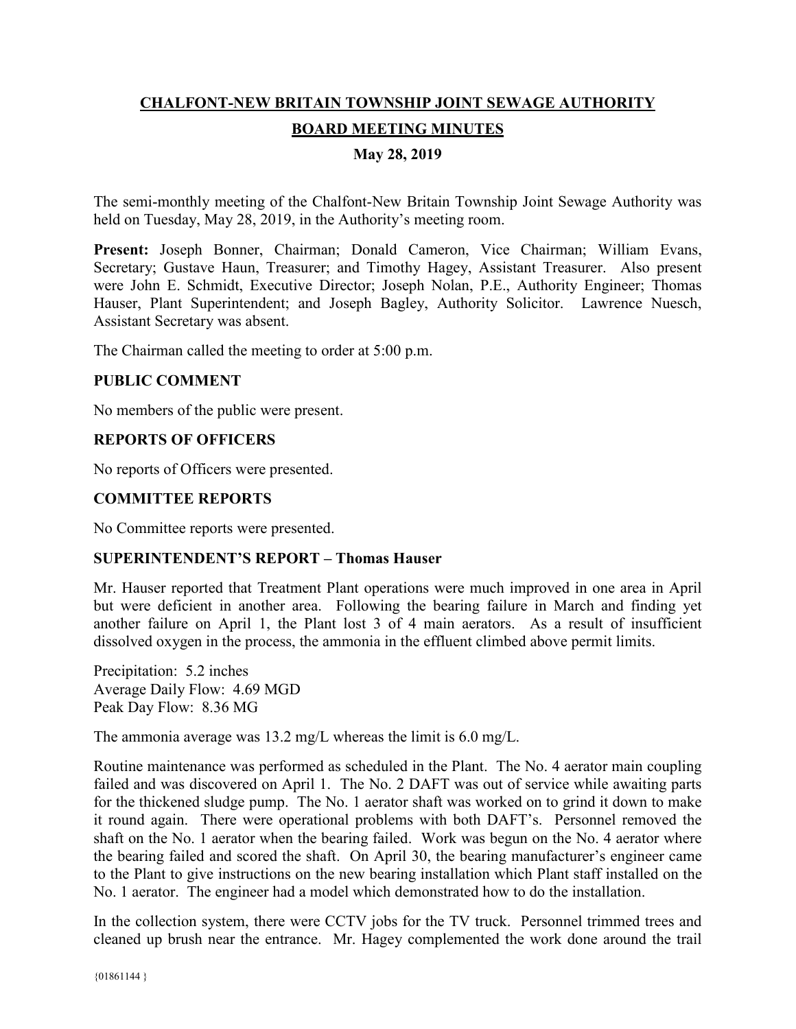# CHALFONT-NEW BRITAIN TOWNSHIP JOINT SEWAGE AUTHORITY

## BOARD MEETING MINUTES

### May 28, 2019

The semi-monthly meeting of the Chalfont-New Britain Township Joint Sewage Authority was held on Tuesday, May 28, 2019, in the Authority's meeting room.

**Present:** Joseph Bonner, Chairman; Donald Cameron, Vice Chairman; William Evans, Secretary; Gustave Haun, Treasurer; and Timothy Hagey, Assistant Treasurer. Also present were John E. Schmidt, Executive Director; Joseph Nolan, P.E., Authority Engineer; Thomas Hauser, Plant Superintendent; and Joseph Bagley, Authority Solicitor. Lawrence Nuesch, Assistant Secretary was absent.

The Chairman called the meeting to order at 5:00 p.m.

**PUBLIC COMMENT**

No members of the public were present.

**REPORTS OF OFFICERS**

No reports of Officers were presented.

**COMMITTEE REPORTS**

No Committee reports were presented.

**SUPERINTENDENT'S REPORT – Thomas Hauser**

Mr. Hauser reported that Treatment Plant operations were much improved in one area in April but were deficient in another area. Following the bearing failure in March and finding yet another failure on April 1, the Plant lost 3 of 4 main aerators. As a result of insufficient dissolved oxygen in the process, the ammonia in the effluent climbed above permit limits.

Precipitation: 5.2 inches
Average Daily Flow: 4.69 MGD
Peak Day Flow: 8.36 MG

The ammonia average was 13.2 mg/L whereas the limit is 6.0 mg/L.

Routine maintenance was performed as scheduled in the Plant. The No. 4 aerator main coupling failed and was discovered on April 1. The No. 2 DAFT was out of service while awaiting parts for the thickened sludge pump. The No. 1 aerator shaft was worked on to grind it down to make it round again. There were operational problems with both DAFT's. Personnel removed the shaft on the No. 1 aerator when the bearing failed. Work was begun on the No. 4 aerator where the bearing failed and scored the shaft. On April 30, the bearing manufacturer's engineer came to the Plant to give instructions on the new bearing installation which Plant staff installed on the No. 1 aerator. The engineer had a model which demonstrated how to do the installation.

In the collection system, there were CCTV jobs for the TV truck. Personnel trimmed trees and cleaned up brush near the entrance. Mr. Hagey complemented the work done around the trail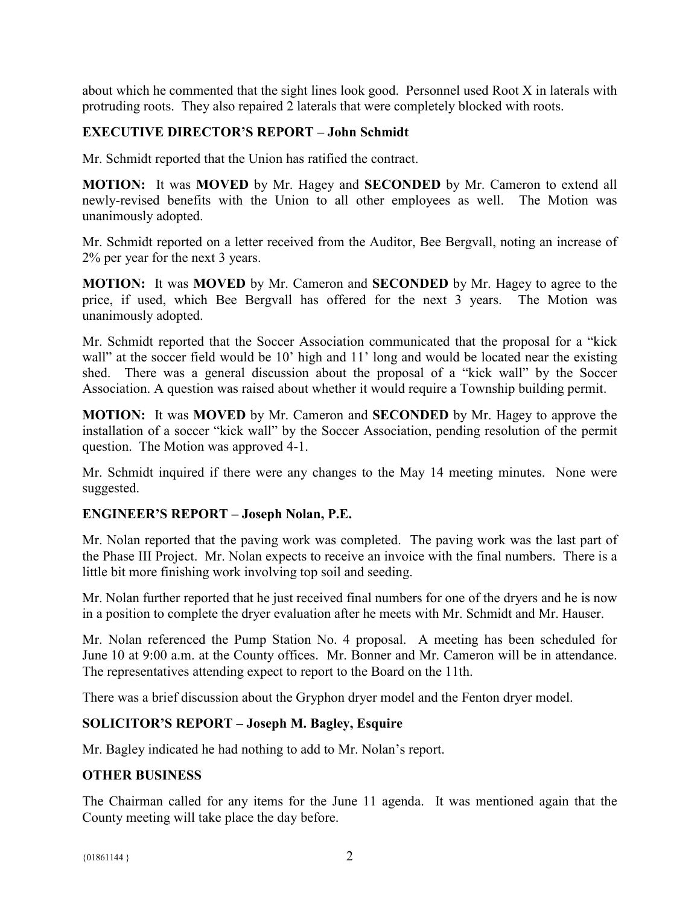about which he commented that the sight lines look good. Personnel used Root X in laterals with protruding roots. They also repaired 2 laterals that were completely blocked with roots.

## EXECUTIVE DIRECTOR'S REPORT – John Schmidt

Mr. Schmidt reported that the Union has ratified the contract.

**MOTION:** It was **MOVED** by Mr. Hagey and **SECONDED** by Mr. Cameron to extend all newly-revised benefits with the Union to all other employees as well. The Motion was unanimously adopted.

Mr. Schmidt reported on a letter received from the Auditor, Bee Bergvall, noting an increase of 2% per year for the next 3 years.

**MOTION:** It was **MOVED** by Mr. Cameron and **SECONDED** by Mr. Hagey to agree to the price, if used, which Bee Bergvall has offered for the next 3 years. The Motion was unanimously adopted.

Mr. Schmidt reported that the Soccer Association communicated that the proposal for a "kick wall" at the soccer field would be 10' high and 11' long and would be located near the existing shed. There was a general discussion about the proposal of a "kick wall" by the Soccer Association. A question was raised about whether it would require a Township building permit.

**MOTION:** It was **MOVED** by Mr. Cameron and **SECONDED** by Mr. Hagey to approve the installation of a soccer "kick wall" by the Soccer Association, pending resolution of the permit question. The Motion was approved 4-1.

Mr. Schmidt inquired if there were any changes to the May 14 meeting minutes. None were suggested.

## ENGINEER'S REPORT – Joseph Nolan, P.E.

Mr. Nolan reported that the paving work was completed. The paving work was the last part of the Phase III Project. Mr. Nolan expects to receive an invoice with the final numbers. There is a little bit more finishing work involving top soil and seeding.

Mr. Nolan further reported that he just received final numbers for one of the dryers and he is now in a position to complete the dryer evaluation after he meets with Mr. Schmidt and Mr. Hauser.

Mr. Nolan referenced the Pump Station No. 4 proposal. A meeting has been scheduled for June 10 at 9:00 a.m. at the County offices. Mr. Bonner and Mr. Cameron will be in attendance. The representatives attending expect to report to the Board on the 11th.

There was a brief discussion about the Gryphon dryer model and the Fenton dryer model.

## SOLICITOR'S REPORT – Joseph M. Bagley, Esquire

Mr. Bagley indicated he had nothing to add to Mr. Nolan's report.

## OTHER BUSINESS

The Chairman called for any items for the June 11 agenda. It was mentioned again that the County meeting will take place the day before.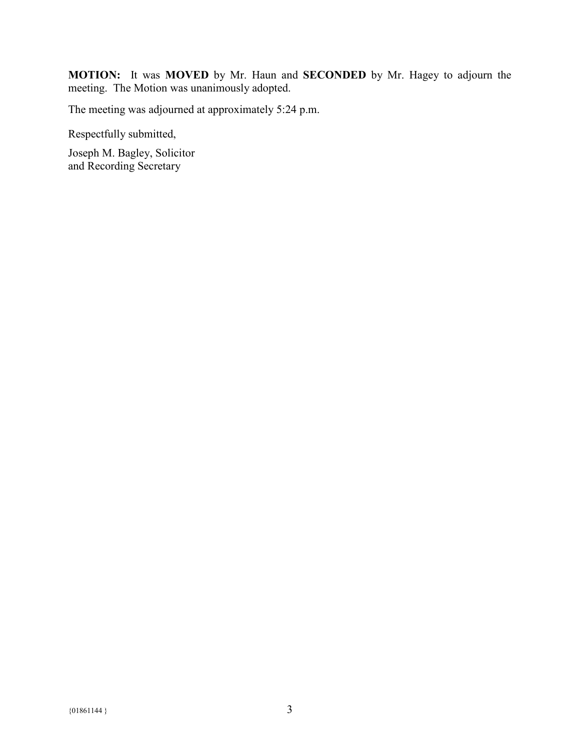**MOTION:** It was **MOVED** by Mr. Haun and **SECONDED** by Mr. Hagey to adjourn the meeting. The Motion was unanimously adopted.

The meeting was adjourned at approximately 5:24 p.m.

Respectfully submitted,

Joseph M. Bagley, Solicitor
and Recording Secretary

{01861144 }